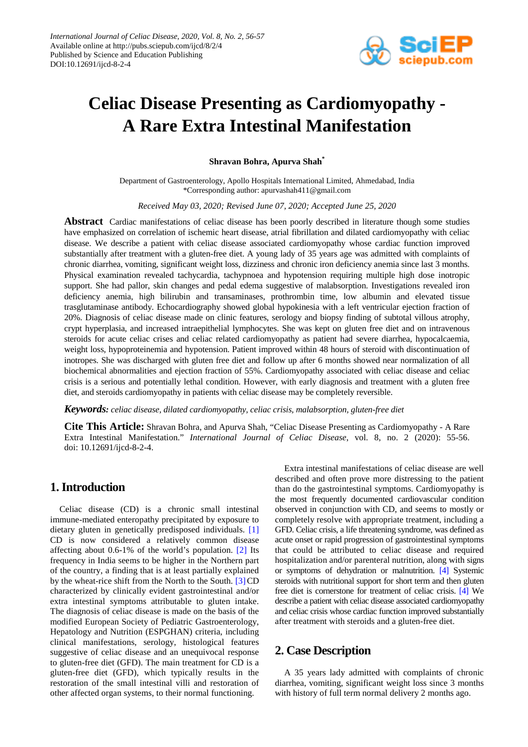# Celiac Disease Presenting as Cardiomyopathy - A Rare Extra Intestinal Manifestation

**Shravan Bohra, Apurva Shah***

Department of Gastroenterology, Apollo Hospitals International Limited, Ahmedabad, India
*Corresponding author: apurvashah411@gmail.com

*Received May 03, 2020; Revised June 07, 2020; Accepted June 25, 2020*

**Abstract** Cardiac manifestations of celiac disease has been poorly described in literature though some studies have emphasized on correlation of ischemic heart disease, atrial fibrillation and dilated cardiomyopathy with celiac disease. We describe a patient with celiac disease associated cardiomyopathy whose cardiac function improved substantially after treatment with a gluten-free diet. A young lady of 35 years age was admitted with complaints of chronic diarrhea, vomiting, significant weight loss, dizziness and chronic iron deficiency anemia since last 3 months. Physical examination revealed tachycardia, tachypnoea and hypotension requiring multiple high dose inotropic support. She had pallor, skin changes and pedal edema suggestive of malabsorption. Investigations revealed iron deficiency anemia, high bilirubin and transaminases, prothrombin time, low albumin and elevated tissue trasglutaminase antibody. Echocardiography showed global hypokinesia with a left ventricular ejection fraction of 20%. Diagnosis of celiac disease made on clinic features, serology and biopsy finding of subtotal villous atrophy, crypt hyperplasia, and increased intraepithelial lymphocytes. She was kept on gluten free diet and on intravenous steroids for acute celiac crises and celiac related cardiomyopathy as patient had severe diarrhea, hypocalcaemia, weight loss, hypoproteinemia and hypotension. Patient improved within 48 hours of steroid with discontinuation of inotropes. She was discharged with gluten free diet and follow up after 6 months showed near normalization of all biochemical abnormalities and ejection fraction of 55%. Cardiomyopathy associated with celiac disease and celiac crisis is a serious and potentially lethal condition. However, with early diagnosis and treatment with a gluten free diet, and steroids cardiomyopathy in patients with celiac disease may be completely reversible.

***Keywords:*** *celiac disease, dilated cardiomyopathy, celiac crisis, malabsorption, gluten-free diet*

**Cite This Article:** Shravan Bohra, and Apurva Shah, "Celiac Disease Presenting as Cardiomyopathy - A Rare Extra Intestinal Manifestation." *International Journal of Celiac Disease*, vol. 8, no. 2 (2020): 55-56. doi: 10.12691/ijcd-8-2-4.

## 1. Introduction

Celiac disease (CD) is a chronic small intestinal immune-mediated enteropathy precipitated by exposure to dietary gluten in genetically predisposed individuals. [1] CD is now considered a relatively common disease affecting about 0.6-1% of the world's population. [2] Its frequency in India seems to be higher in the Northern part of the country, a finding that is at least partially explained by the wheat-rice shift from the North to the South. [3] CD characterized by clinically evident gastrointestinal and/or extra intestinal symptoms attributable to gluten intake. The diagnosis of celiac disease is made on the basis of the modified European Society of Pediatric Gastroenterology, Hepatology and Nutrition (ESPGHAN) criteria, including clinical manifestations, serology, histological features suggestive of celiac disease and an unequivocal response to gluten-free diet (GFD). The main treatment for CD is a gluten-free diet (GFD), which typically results in the restoration of the small intestinal villi and restoration of other affected organ systems, to their normal functioning.

Extra intestinal manifestations of celiac disease are well described and often prove more distressing to the patient than do the gastrointestinal symptoms. Cardiomyopathy is the most frequently documented cardiovascular condition observed in conjunction with CD, and seems to mostly or completely resolve with appropriate treatment, including a GFD. Celiac crisis, a life threatening syndrome, was defined as acute onset or rapid progression of gastrointestinal symptoms that could be attributed to celiac disease and required hospitalization and/or parenteral nutrition, along with signs or symptoms of dehydration or malnutrition. [4] Systemic steroids with nutritional support for short term and then gluten free diet is cornerstone for treatment of celiac crisis. [4] We describe a patient with celiac disease associated cardiomyopathy and celiac crisis whose cardiac function improved substantially after treatment with steroids and a gluten-free diet.

## 2. Case Description

A 35 years lady admitted with complaints of chronic diarrhea, vomiting, significant weight loss since 3 months with history of full term normal delivery 2 months ago.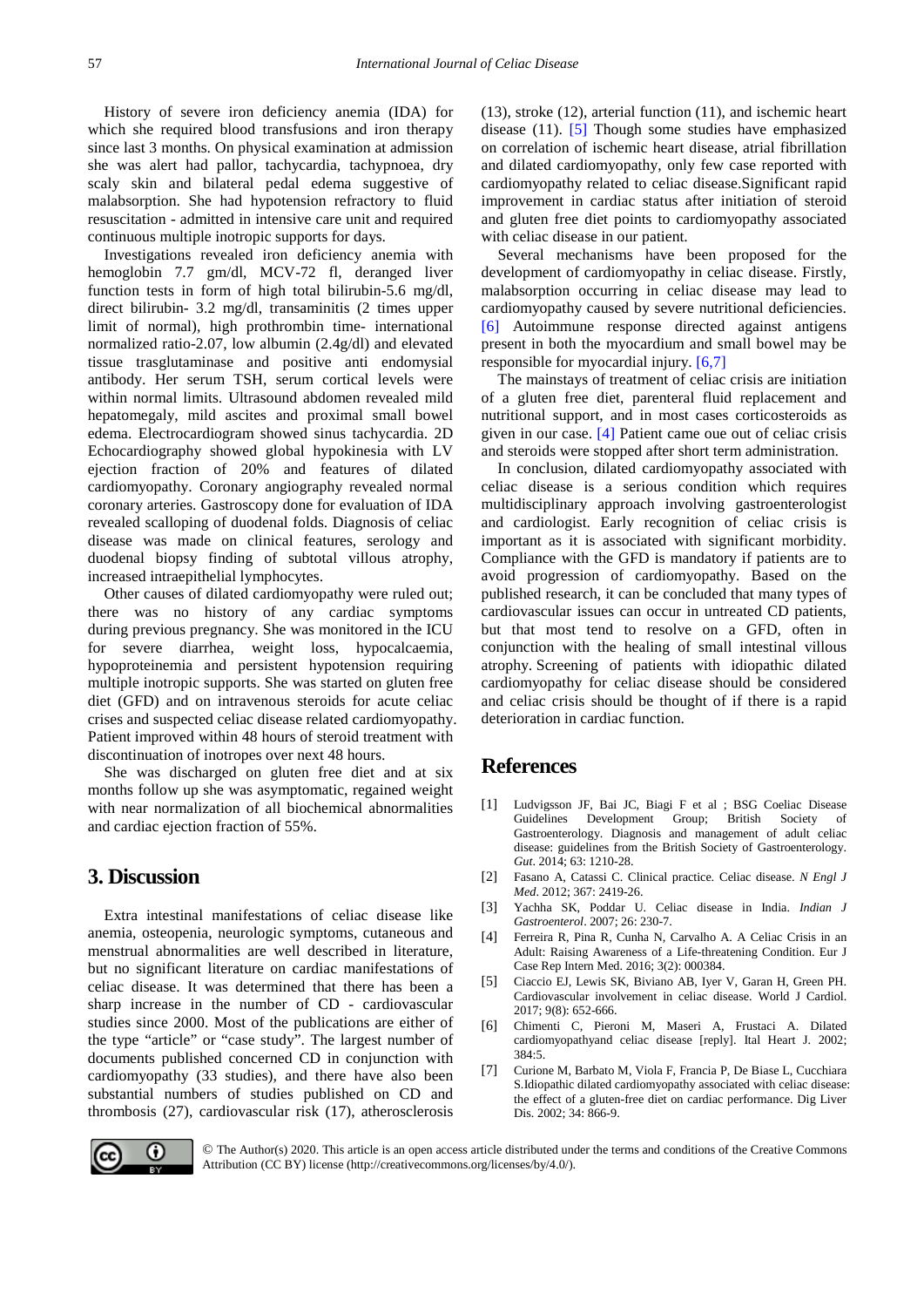History of severe iron deficiency anemia (IDA) for which she required blood transfusions and iron therapy since last 3 months. On physical examination at admission she was alert had pallor, tachycardia, tachypnoea, dry scaly skin and bilateral pedal edema suggestive of malabsorption. She had hypotension refractory to fluid resuscitation - admitted in intensive care unit and required continuous multiple inotropic supports for days.

Investigations revealed iron deficiency anemia with hemoglobin 7.7 gm/dl, MCV-72 fl, deranged liver function tests in form of high total bilirubin-5.6 mg/dl, direct bilirubin- 3.2 mg/dl, transaminitis (2 times upper limit of normal), high prothrombin time- international normalized ratio-2.07, low albumin (2.4g/dl) and elevated tissue trasglutaminase and positive anti endomysial antibody. Her serum TSH, serum cortical levels were within normal limits. Ultrasound abdomen revealed mild hepatomegaly, mild ascites and proximal small bowel edema. Electrocardiogram showed sinus tachycardia. 2D Echocardiography showed global hypokinesia with LV ejection fraction of 20% and features of dilated cardiomyopathy. Coronary angiography revealed normal coronary arteries. Gastroscopy done for evaluation of IDA revealed scalloping of duodenal folds. Diagnosis of celiac disease was made on clinical features, serology and duodenal biopsy finding of subtotal villous atrophy, increased intraepithelial lymphocytes.

Other causes of dilated cardiomyopathy were ruled out; there was no history of any cardiac symptoms during previous pregnancy. She was monitored in the ICU for severe diarrhea, weight loss, hypocalcaemia, hypoproteinemia and persistent hypotension requiring multiple inotropic supports. She was started on gluten free diet (GFD) and on intravenous steroids for acute celiac crises and suspected celiac disease related cardiomyopathy. Patient improved within 48 hours of steroid treatment with discontinuation of inotropes over next 48 hours.

She was discharged on gluten free diet and at six months follow up she was asymptomatic, regained weight with near normalization of all biochemical abnormalities and cardiac ejection fraction of 55%.

## 3. Discussion

Extra intestinal manifestations of celiac disease like anemia, osteopenia, neurologic symptoms, cutaneous and menstrual abnormalities are well described in literature, but no significant literature on cardiac manifestations of celiac disease. It was determined that there has been a sharp increase in the number of CD - cardiovascular studies since 2000. Most of the publications are either of the type "article" or "case study". The largest number of documents published concerned CD in conjunction with cardiomyopathy (33 studies), and there have also been substantial numbers of studies published on CD and thrombosis (27), cardiovascular risk (17), atherosclerosis (13), stroke (12), arterial function (11), and ischemic heart disease (11). [5] Though some studies have emphasized on correlation of ischemic heart disease, atrial fibrillation and dilated cardiomyopathy, only few case reported with cardiomyopathy related to celiac disease.Significant rapid improvement in cardiac status after initiation of steroid and gluten free diet points to cardiomyopathy associated with celiac disease in our patient.

Several mechanisms have been proposed for the development of cardiomyopathy in celiac disease. Firstly, malabsorption occurring in celiac disease may lead to cardiomyopathy caused by severe nutritional deficiencies. [6] Autoimmune response directed against antigens present in both the myocardium and small bowel may be responsible for myocardial injury. [6,7]

The mainstays of treatment of celiac crisis are initiation of a gluten free diet, parenteral fluid replacement and nutritional support, and in most cases corticosteroids as given in our case. [4] Patient came oue out of celiac crisis and steroids were stopped after short term administration.

In conclusion, dilated cardiomyopathy associated with celiac disease is a serious condition which requires multidisciplinary approach involving gastroenterologist and cardiologist. Early recognition of celiac crisis is important as it is associated with significant morbidity. Compliance with the GFD is mandatory if patients are to avoid progression of cardiomyopathy. Based on the published research, it can be concluded that many types of cardiovascular issues can occur in untreated CD patients, but that most tend to resolve on a GFD, often in conjunction with the healing of small intestinal villous atrophy. Screening of patients with idiopathic dilated cardiomyopathy for celiac disease should be considered and celiac crisis should be thought of if there is a rapid deterioration in cardiac function.

## References

[1] Ludvigsson JF, Bai JC, Biagi F et al ; BSG Coeliac Disease Guidelines Development Group; British Society of Gastroenterology. Diagnosis and management of adult celiac disease: guidelines from the British Society of Gastroenterology. *Gut*. 2014; 63: 1210-28.

[2] Fasano A, Catassi C. Clinical practice. Celiac disease. *N Engl J Med*. 2012; 367: 2419-26.

[3] Yachha SK, Poddar U. Celiac disease in India. *Indian J Gastroenterol*. 2007; 26: 230-7.

[4] Ferreira R, Pina R, Cunha N, Carvalho A. A Celiac Crisis in an Adult: Raising Awareness of a Life-threatening Condition. Eur J Case Rep Intern Med. 2016; 3(2): 000384.

[5] Ciaccio EJ, Lewis SK, Biviano AB, Iyer V, Garan H, Green PH. Cardiovascular involvement in celiac disease. World J Cardiol. 2017; 9(8): 652-666.

[6] Chimenti C, Pieroni M, Maseri A, Frustaci A. Dilated cardiomyopathyand celiac disease [reply]. Ital Heart J. 2002; 384:5.

[7] Curione M, Barbato M, Viola F, Francia P, De Biase L, Cucchiara S.Idiopathic dilated cardiomyopathy associated with celiac disease: the effect of a gluten-free diet on cardiac performance. Dig Liver Dis. 2002; 34: 866-9.

© The Author(s) 2020. This article is an open access article distributed under the terms and conditions of the Creative Commons Attribution (CC BY) license (http://creativecommons.org/licenses/by/4.0/).